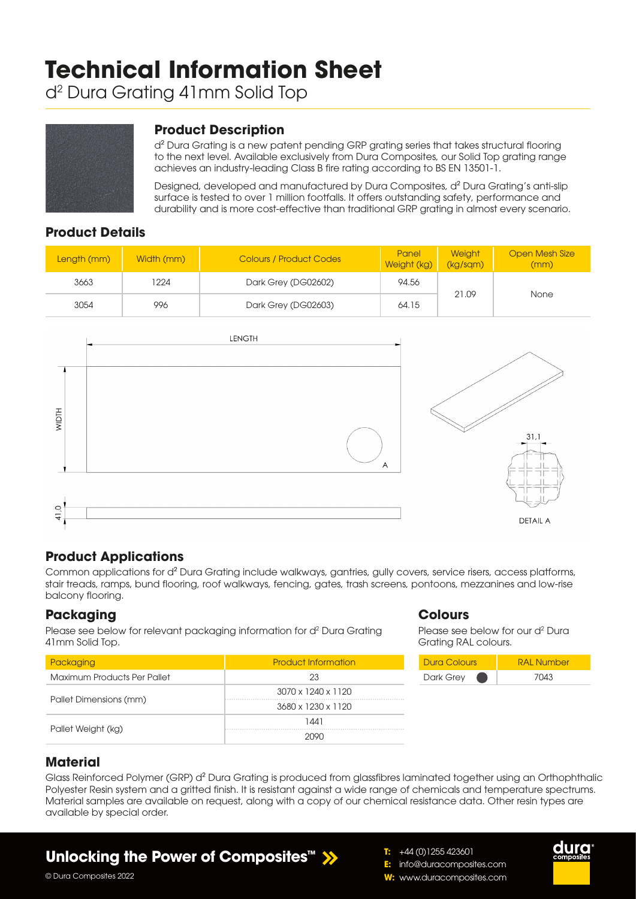# Technical Information Sheet

d² Dura Grating 41mm Solid Top

## Product Description

d² Dura Grating is a new patent pending GRP grating series that takes structural flooring to the next level. Available exclusively from Dura Composites, our Solid Top grating range achieves an industry-leading Class B fire rating according to BS EN 13501-1.

Designed, developed and manufactured by Dura Composites, d² Dura Grating's anti-slip surface is tested to over 1 million footfalls. It offers outstanding safety, performance and durability and is more cost-effective than traditional GRP grating in almost every scenario.

## Product Details

| Length (mm) | Width (mm) | Colours / Product Codes | Panel Weight (kg) | Weight (kg/sqm) | Open Mesh Size (mm) |
|---|---|---|---|---|---|
| 3663 | 1224 | Dark Grey (DG02602) | 94.56 | 21.09 | None |
| 3054 | 996 | Dark Grey (DG02603) | 64.15 | | |

## Product Applications

Common applications for d² Dura Grating include walkways, gantries, gully covers, service risers, access platforms, stair treads, ramps, bund flooring, roof walkways, fencing, gates, trash screens, pontoons, mezzanines and low-rise balcony flooring.

## Packaging

Please see below for relevant packaging information for d² Dura Grating 41mm Solid Top.

| Packaging | Product Information |
|---|---|
| Maximum Products Per Pallet | 23 |
| Pallet Dimensions (mm) | 3070 x 1240 x 1120 |
| | 3680 x 1230 x 1120 |
| Pallet Weight (kg) | 1441 |
| | 2090 |

## Colours

Please see below for our d² Dura Grating RAL colours.

| Dura Colours | RAL Number |
|---|---|
| Dark Grey | 7043 |

## Material

Glass Reinforced Polymer (GRP) d² Dura Grating is produced from glassfibres laminated together using an Orthophthalic Polyester Resin system and a gritted finish. It is resistant against a wide range of chemicals and temperature spectrums. Material samples are available on request, along with a copy of our chemical resistance data. Other resin types are available by special order.

**Unlocking the Power of Composites™**

T: +44 (0)1255 423601
E: info@duracomposites.com
W: www.duracomposites.com

© Dura Composites 2022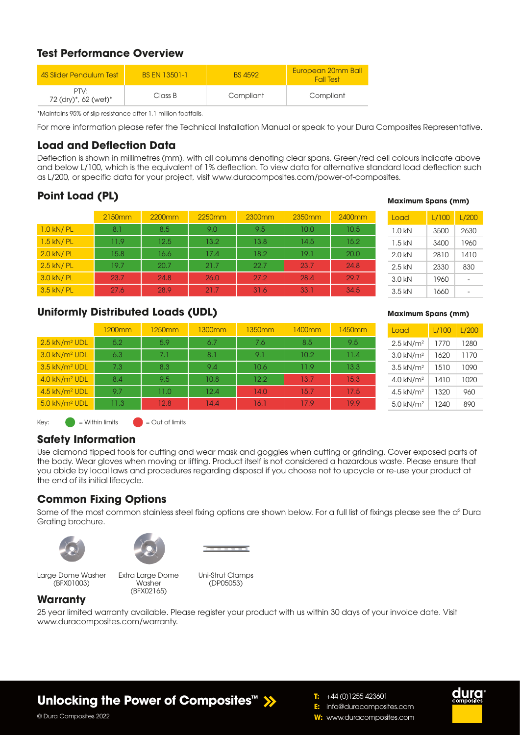## Test Performance Overview

| 4S Slider Pendulum Test | BS EN 13501-1 | BS 4592 | European 20mm Ball Fall Test |
|---|---|---|---|
| PTV: 72 (dry)*, 62 (wet)* | Class B | Compliant | Compliant |

*Maintains 95% of slip resistance after 1.1 million footfalls.

For more information please refer the Technical Installation Manual or speak to your Dura Composites Representative.

## Load and Deflection Data

Deflection is shown in millimetres (mm), with all columns denoting clear spans. Green/red cell colours indicate above and below L/100, which is the equivalent of 1% deflection. To view data for alternative standard load deflection such as L/200, or specific data for your project, visit www.duracomposites.com/power-of-composites.

## Point Load (PL)

| | 2150mm | 2200mm | 2250mm | 2300mm | 2350mm | 2400mm |
|---|---|---|---|---|---|---|
| 1.0 kN/ PL | 8.1 | 8.5 | 9.0 | 9.5 | 10.0 | 10.5 |
| 1.5 kN/ PL | 11.9 | 12.5 | 13.2 | 13.8 | 14.5 | 15.2 |
| 2.0 kN/ PL | 15.8 | 16.6 | 17.4 | 18.2 | 19.1 | 20.0 |
| 2.5 kN/ PL | 19.7 | 20.7 | 21.7 | 22.7 | 23.7 | 24.8 |
| 3.0 kN/ PL | 23.7 | 24.8 | 26.0 | 27.2 | 28.4 | 29.7 |
| 3.5 kN/ PL | 27.6 | 28.9 | 21.7 | 31.6 | 33.1 | 34.5 |

**Maximum Spans (mm)**

| Load | L/100 | L/200 |
|---|---|---|
| 1.0 kN | 3500 | 2630 |
| 1.5 kN | 3400 | 1960 |
| 2.0 kN | 2810 | 1410 |
| 2.5 kN | 2330 | 830 |
| 3.0 kN | 1960 | - |
| 3.5 kN | 1660 | - |

## Uniformly Distributed Loads (UDL)

| | 1200mm | 1250mm | 1300mm | 1350mm | 1400mm | 1450mm |
|---|---|---|---|---|---|---|
| 2.5 kN/m² UDL | 5.2 | 5.9 | 6.7 | 7.6 | 8.5 | 9.5 |
| 3.0 kN/m² UDL | 6.3 | 7.1 | 8.1 | 9.1 | 10.2 | 11.4 |
| 3.5 kN/m² UDL | 7.3 | 8.3 | 9.4 | 10.6 | 11.9 | 13.3 |
| 4.0 kN/m² UDL | 8.4 | 9.5 | 10.8 | 12.2 | 13.7 | 15.3 |
| 4.5 kN/m² UDL | 9.7 | 11.0 | 12.4 | 14.0 | 15.7 | 17.5 |
| 5.0 kN/m² UDL | 11.3 | 12.8 | 14.4 | 16.1 | 17.9 | 19.9 |

**Maximum Spans (mm)**

| Load | L/100 | L/200 |
|---|---|---|
| 2.5 kN/m² | 1770 | 1280 |
| 3.0 kN/m² | 1620 | 1170 |
| 3.5 kN/m² | 1510 | 1090 |
| 4.0 kN/m² | 1410 | 1020 |
| 4.5 kN/m² | 1320 | 960 |
| 5.0 kN/m² | 1240 | 890 |

Key: = Within limits = Out of limits

## Safety Information

Use diamond tipped tools for cutting and wear mask and goggles when cutting or grinding. Cover exposed parts of the body. Wear gloves when moving or lifting. Product itself is not considered a hazardous waste. Please ensure that you abide by local laws and procedures regarding disposal if you choose not to upcycle or re-use your product at the end of its initial lifecycle.

## Common Fixing Options

Some of the most common stainless steel fixing options are shown below. For a full list of fixings please see the d² Dura Grating brochure.

Large Dome Washer (BFX01003)

Extra Large Dome Washer (BFX02165)

Uni-Strut Clamps (DP05053)

## Warranty

25 year limited warranty available. Please register your product with us within 30 days of your invoice date. Visit www.duracomposites.com/warranty.

**Unlocking the Power of Composites™**

© Dura Composites 2022

**T:** +44 (0)1255 423601
**E:** info@duracomposites.com
**W:** www.duracomposites.com